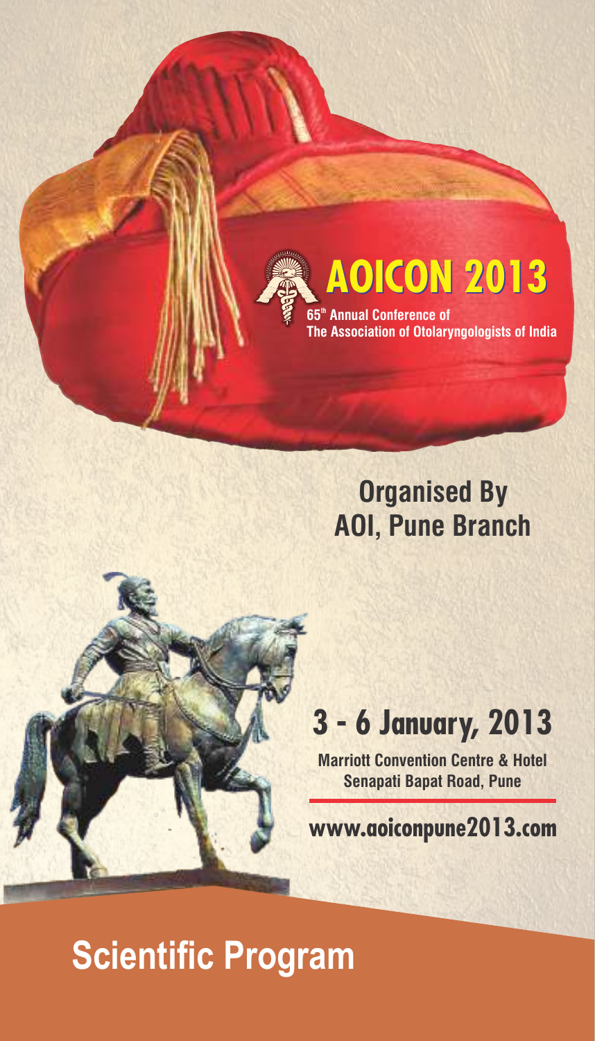# AOICON 2013

65th Annual Conference of
The Association of Otolaryngologists of India

## Organised By
## AOI, Pune Branch

## 3 - 6 January, 2013

**Marriott Convention Centre & Hotel**
**Senapati Bapat Road, Pune**

**www.aoiconpune2013.com**

# Scientific Program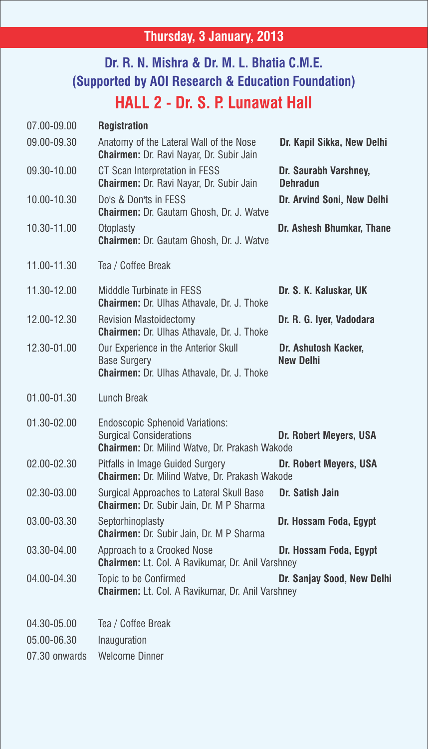## Thursday, 3 January, 2013

### Dr. R. N. Mishra & Dr. M. L. Bhatia C.M.E.
### (Supported by AOI Research & Education Foundation)

# HALL 2 - Dr. S. P. Lunawat Hall

| Time | Session | Speaker |
|---|---|---|
| 07.00-09.00 | **Registration** | |
| 09.00-09.30 | Anatomy of the Lateral Wall of the Nose<br>**Chairmen:** Dr. Ravi Nayar, Dr. Subir Jain | **Dr. Kapil Sikka, New Delhi** |
| 09.30-10.00 | CT Scan Interpretation in FESS<br>**Chairmen:** Dr. Ravi Nayar, Dr. Subir Jain | **Dr. Saurabh Varshney, Dehradun** |
| 10.00-10.30 | Do's & Don'ts in FESS<br>**Chairmen:** Dr. Gautam Ghosh, Dr. J. Watve | **Dr. Arvind Soni, New Delhi** |
| 10.30-11.00 | Otoplasty<br>**Chairmen:** Dr. Gautam Ghosh, Dr. J. Watve | **Dr. Ashesh Bhumkar, Thane** |
| 11.00-11.30 | Tea / Coffee Break | |
| 11.30-12.00 | Midddle Turbinate in FESS<br>**Chairmen:** Dr. Ulhas Athavale, Dr. J. Thoke | **Dr. S. K. Kaluskar, UK** |
| 12.00-12.30 | Revision Mastoidectomy<br>**Chairmen:** Dr. Ulhas Athavale, Dr. J. Thoke | **Dr. R. G. Iyer, Vadodara** |
| 12.30-01.00 | Our Experience in the Anterior Skull Base Surgery<br>**Chairmen:** Dr. Ulhas Athavale, Dr. J. Thoke | **Dr. Ashutosh Kacker, New Delhi** |
| 01.00-01.30 | Lunch Break | |
| 01.30-02.00 | Endoscopic Sphenoid Variations: Surgical Considerations<br>**Chairmen:** Dr. Milind Watve, Dr. Prakash Wakode | **Dr. Robert Meyers, USA** |
| 02.00-02.30 | Pitfalls in Image Guided Surgery<br>**Chairmen:** Dr. Milind Watve, Dr. Prakash Wakode | **Dr. Robert Meyers, USA** |
| 02.30-03.00 | Surgical Approaches to Lateral Skull Base<br>**Chairmen:** Dr. Subir Jain, Dr. M P Sharma | **Dr. Satish Jain** |
| 03.00-03.30 | Septorhinoplasty<br>**Chairmen:** Dr. Subir Jain, Dr. M P Sharma | **Dr. Hossam Foda, Egypt** |
| 03.30-04.00 | Approach to a Crooked Nose<br>**Chairmen:** Lt. Col. A Ravikumar, Dr. Anil Varshney | **Dr. Hossam Foda, Egypt** |
| 04.00-04.30 | Topic to be Confirmed<br>**Chairmen:** Lt. Col. A Ravikumar, Dr. Anil Varshney | **Dr. Sanjay Sood, New Delhi** |
| 04.30-05.00 | Tea / Coffee Break | |
| 05.00-06.30 | Inauguration | |
| 07.30 onwards | Welcome Dinner | |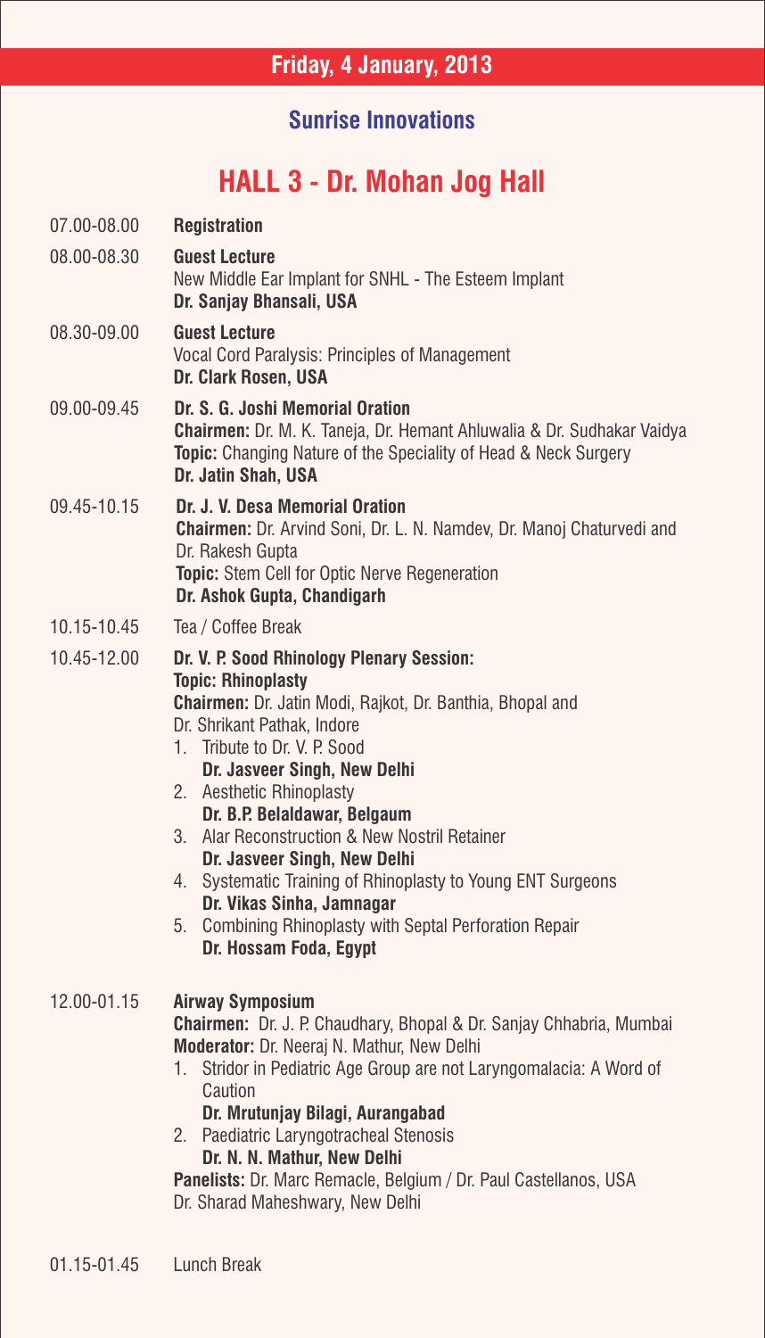## Friday, 4 January, 2013

### Sunrise Innovations

# HALL 3 - Dr. Mohan Jog Hall

07.00-08.00 **Registration**

08.00-08.30 **Guest Lecture**
New Middle Ear Implant for SNHL - The Esteem Implant
**Dr. Sanjay Bhansali, USA**

08.30-09.00 **Guest Lecture**
Vocal Cord Paralysis: Principles of Management
**Dr. Clark Rosen, USA**

09.00-09.45 **Dr. S. G. Joshi Memorial Oration**
**Chairmen:** Dr. M. K. Taneja, Dr. Hemant Ahluwalia & Dr. Sudhakar Vaidya
**Topic:** Changing Nature of the Speciality of Head & Neck Surgery
**Dr. Jatin Shah, USA**

09.45-10.15 **Dr. J. V. Desa Memorial Oration**
**Chairmen:** Dr. Arvind Soni, Dr. L. N. Namdev, Dr. Manoj Chaturvedi and Dr. Rakesh Gupta
**Topic:** Stem Cell for Optic Nerve Regeneration
**Dr. Ashok Gupta, Chandigarh**

10.15-10.45 Tea / Coffee Break

10.45-12.00 **Dr. V. P. Sood Rhinology Plenary Session:**
**Topic: Rhinoplasty**
**Chairmen:** Dr. Jatin Modi, Rajkot, Dr. Banthia, Bhopal and Dr. Shrikant Pathak, Indore

1. Tribute to Dr. V. P. Sood
   **Dr. Jasveer Singh, New Delhi**
2. Aesthetic Rhinoplasty
   **Dr. B.P. Belaldawar, Belgaum**
3. Alar Reconstruction & New Nostril Retainer
   **Dr. Jasveer Singh, New Delhi**
4. Systematic Training of Rhinoplasty to Young ENT Surgeons
   **Dr. Vikas Sinha, Jamnagar**
5. Combining Rhinoplasty with Septal Perforation Repair
   **Dr. Hossam Foda, Egypt**

12.00-01.15 **Airway Symposium**
**Chairmen:** Dr. J. P. Chaudhary, Bhopal & Dr. Sanjay Chhabria, Mumbai
**Moderator:** Dr. Neeraj N. Mathur, New Delhi

1. Stridor in Pediatric Age Group are not Laryngomalacia: A Word of Caution
   **Dr. Mrutunjay Bilagi, Aurangabad**
2. Paediatric Laryngotracheal Stenosis
   **Dr. N. N. Mathur, New Delhi**

**Panelists:** Dr. Marc Remacle, Belgium / Dr. Paul Castellanos, USA
Dr. Sharad Maheshwary, New Delhi

01.15-01.45 Lunch Break